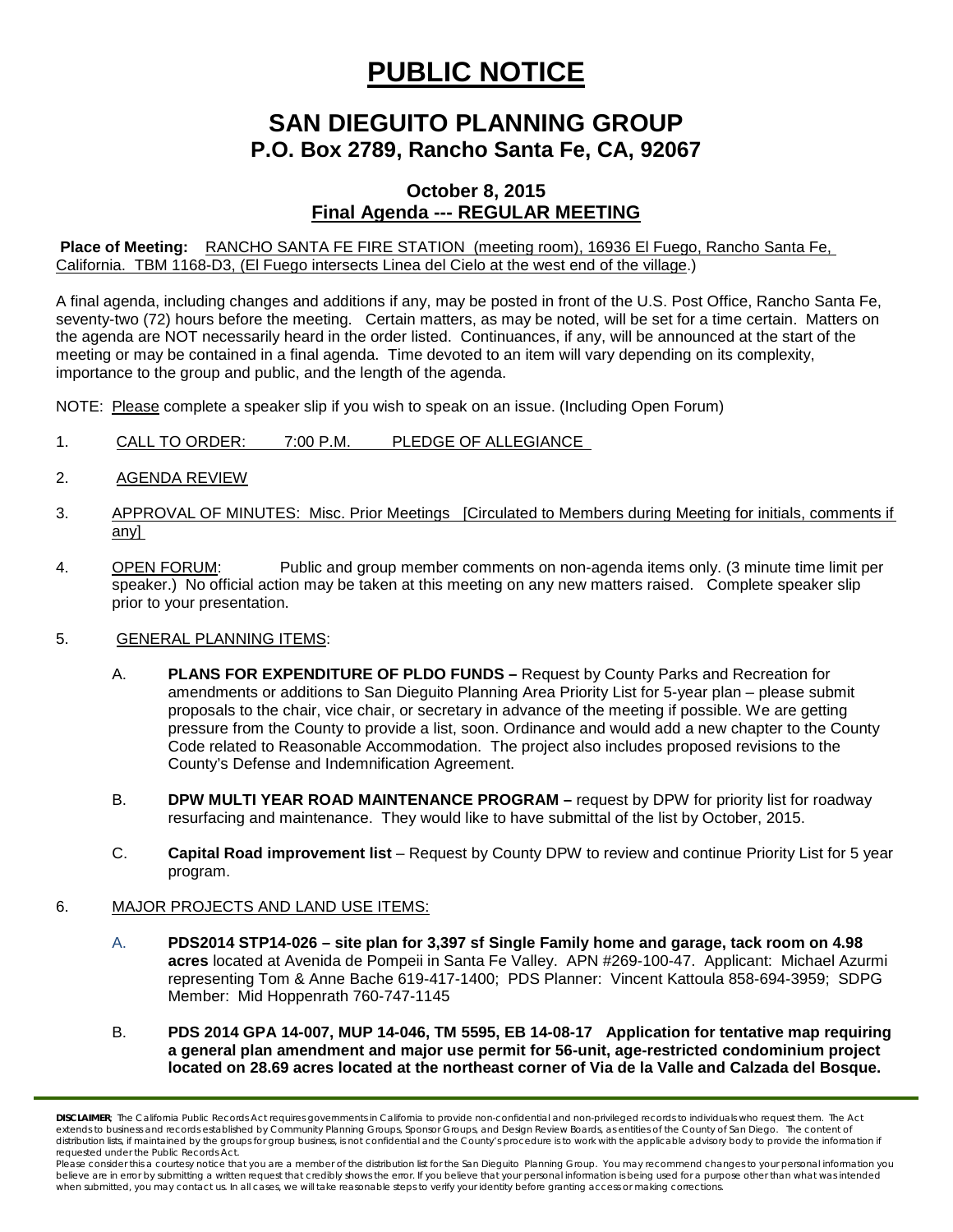# PUBLIC NOTICE

## SAN DIEGUITO PLANNING GROUP
### P.O. Box 2789, Rancho Santa Fe, CA, 92067

### October 8, 2015
### Final Agenda --- REGULAR MEETING

**Place of Meeting:** RANCHO SANTA FE FIRE STATION (meeting room), 16936 El Fuego, Rancho Santa Fe, California. TBM 1168-D3, (El Fuego intersects Linea del Cielo at the west end of the village.)

A final agenda, including changes and additions if any, may be posted in front of the U.S. Post Office, Rancho Santa Fe, seventy-two (72) hours before the meeting. Certain matters, as may be noted, will be set for a time certain. Matters on the agenda are NOT necessarily heard in the order listed. Continuances, if any, will be announced at the start of the meeting or may be contained in a final agenda. Time devoted to an item will vary depending on its complexity, importance to the group and public, and the length of the agenda.

NOTE: Please complete a speaker slip if you wish to speak on an issue. (Including Open Forum)

1. CALL TO ORDER: 7:00 P.M. PLEDGE OF ALLEGIANCE

2. AGENDA REVIEW

3. APPROVAL OF MINUTES: Misc. Prior Meetings [Circulated to Members during Meeting for initials, comments if any]

4. OPEN FORUM: Public and group member comments on non-agenda items only. (3 minute time limit per speaker.) No official action may be taken at this meeting on any new matters raised. Complete speaker slip prior to your presentation.

5. GENERAL PLANNING ITEMS:

   A. **PLANS FOR EXPENDITURE OF PLDO FUNDS –** Request by County Parks and Recreation for amendments or additions to San Dieguito Planning Area Priority List for 5-year plan – please submit proposals to the chair, vice chair, or secretary in advance of the meeting if possible. We are getting pressure from the County to provide a list, soon. Ordinance and would add a new chapter to the County Code related to Reasonable Accommodation. The project also includes proposed revisions to the County's Defense and Indemnification Agreement.

   B. **DPW MULTI YEAR ROAD MAINTENANCE PROGRAM –** request by DPW for priority list for roadway resurfacing and maintenance. They would like to have submittal of the list by October, 2015.

   C. **Capital Road improvement list** – Request by County DPW to review and continue Priority List for 5 year program.

6. MAJOR PROJECTS AND LAND USE ITEMS:

   A. **PDS2014 STP14-026 – site plan for 3,397 sf Single Family home and garage, tack room on 4.98 acres** located at Avenida de Pompeii in Santa Fe Valley. APN #269-100-47. Applicant: Michael Azurmi representing Tom & Anne Bache 619-417-1400; PDS Planner: Vincent Kattoula 858-694-3959; SDPG Member: Mid Hoppenrath 760-747-1145

   B. **PDS 2014 GPA 14-007, MUP 14-046, TM 5595, EB 14-08-17 Application for tentative map requiring a general plan amendment and major use permit for 56-unit, age-restricted condominium project located on 28.69 acres located at the northeast corner of Via de la Valle and Calzada del Bosque.**

**DISCLAIMER**; The California Public Records Act requires governments in California to provide non-confidential and non-privileged records to individuals who request them. The Act extends to business and records established by Community Planning Groups, Sponsor Groups, and Design Review Boards, as entities of the County of San Diego. The content of distribution lists, if maintained by the groups for group business, is not confidential and the County's procedure is to work with the applicable advisory body to provide the information if requested under the Public Records Act.

Please consider this a courtesy notice that you are a member of the distribution list for the San Dieguito Planning Group. You may recommend changes to your personal information you believe are in error by submitting a written request that credibly shows the error. If you believe that your personal information is being used for a purpose other than what was intended when submitted, you may contact us. In all cases, we will take reasonable steps to verify your identity before granting access or making corrections.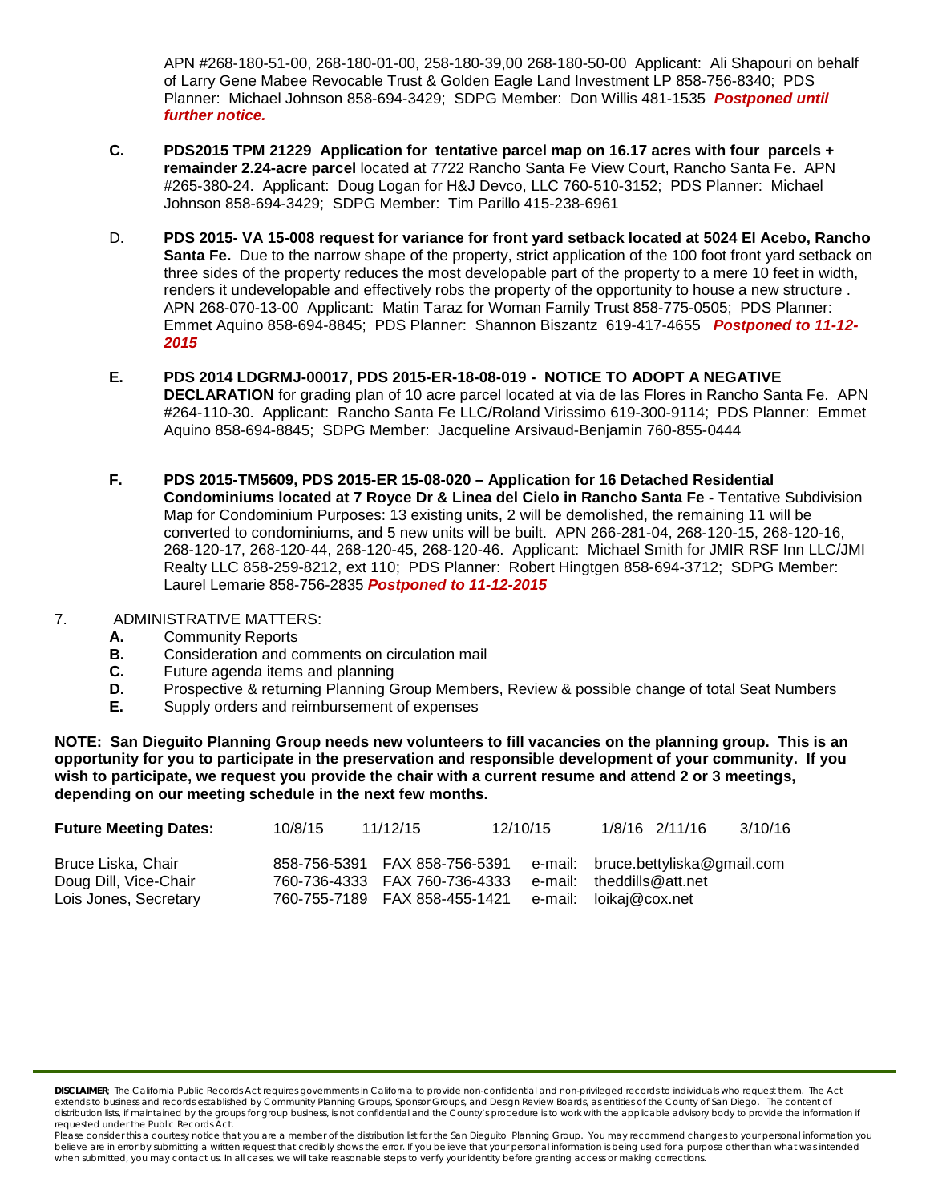APN #268-180-51-00, 268-180-01-00, 258-180-39,00 268-180-50-00 Applicant: Ali Shapouri on behalf of Larry Gene Mabee Revocable Trust & Golden Eagle Land Investment LP 858-756-8340; PDS Planner: Michael Johnson 858-694-3429; SDPG Member: Don Willis 481-1535 ***Postponed until further notice.***

**C. PDS2015 TPM 21229 Application for tentative parcel map on 16.17 acres with four parcels + remainder 2.24-acre parcel** located at 7722 Rancho Santa Fe View Court, Rancho Santa Fe. APN #265-380-24. Applicant: Doug Logan for H&J Devco, LLC 760-510-3152; PDS Planner: Michael Johnson 858-694-3429; SDPG Member: Tim Parillo 415-238-6961

D. **PDS 2015- VA 15-008 request for variance for front yard setback located at 5024 El Acebo, Rancho Santa Fe.** Due to the narrow shape of the property, strict application of the 100 foot front yard setback on three sides of the property reduces the most developable part of the property to a mere 10 feet in width, renders it undevelopable and effectively robs the property of the opportunity to house a new structure . APN 268-070-13-00 Applicant: Matin Taraz for Woman Family Trust 858-775-0505; PDS Planner: Emmet Aquino 858-694-8845; PDS Planner: Shannon Biszantz 619-417-4655 ***Postponed to 11-12-2015***

**E. PDS 2014 LDGRMJ-00017, PDS 2015-ER-18-08-019 - NOTICE TO ADOPT A NEGATIVE DECLARATION** for grading plan of 10 acre parcel located at via de las Flores in Rancho Santa Fe. APN #264-110-30. Applicant: Rancho Santa Fe LLC/Roland Virissimo 619-300-9114; PDS Planner: Emmet Aquino 858-694-8845; SDPG Member: Jacqueline Arsivaud-Benjamin 760-855-0444

**F. PDS 2015-TM5609, PDS 2015-ER 15-08-020 – Application for 16 Detached Residential Condominiums located at 7 Royce Dr & Linea del Cielo in Rancho Santa Fe -** Tentative Subdivision Map for Condominium Purposes: 13 existing units, 2 will be demolished, the remaining 11 will be converted to condominiums, and 5 new units will be built. APN 266-281-04, 268-120-15, 268-120-16, 268-120-17, 268-120-44, 268-120-45, 268-120-46. Applicant: Michael Smith for JMIR RSF Inn LLC/JMI Realty LLC 858-259-8212, ext 110; PDS Planner: Robert Hingtgen 858-694-3712; SDPG Member: Laurel Lemarie 858-756-2835 ***Postponed to 11-12-2015***

7. ADMINISTRATIVE MATTERS:

**A.** Community Reports
**B.** Consideration and comments on circulation mail
**C.** Future agenda items and planning
**D.** Prospective & returning Planning Group Members, Review & possible change of total Seat Numbers
**E.** Supply orders and reimbursement of expenses

**NOTE: San Dieguito Planning Group needs new volunteers to fill vacancies on the planning group. This is an opportunity for you to participate in the preservation and responsible development of your community. If you wish to participate, we request you provide the chair with a current resume and attend 2 or 3 meetings, depending on our meeting schedule in the next few months.**

**Future Meeting Dates:** 10/8/15 11/12/15 12/10/15 1/8/16 2/11/16 3/10/16

Bruce Liska, Chair 858-756-5391 FAX 858-756-5391 e-mail: bruce.bettyliska@gmail.com
Doug Dill, Vice-Chair 760-736-4333 FAX 760-736-4333 e-mail: theddills@att.net
Lois Jones, Secretary 760-755-7189 FAX 858-455-1421 e-mail: loikaj@cox.net

**DISCLAIMER**; The California Public Records Act requires governments in California to provide non-confidential and non-privileged records to individuals who request them. The Act extends to business and records established by Community Planning Groups, Sponsor Groups, and Design Review Boards, as entities of the County of San Diego. The content of distribution lists, if maintained by the groups for group business, is not confidential and the County's procedure is to work with the applicable advisory body to provide the information if requested under the Public Records Act.
Please consider this a courtesy notice that you are a member of the distribution list for the San Dieguito Planning Group. You may recommend changes to your personal information you believe are in error by submitting a written request that credibly shows the error. If you believe that your personal information is being used for a purpose other than what was intended when submitted, you may contact us. In all cases, we will take reasonable steps to verify your identity before granting access or making corrections.